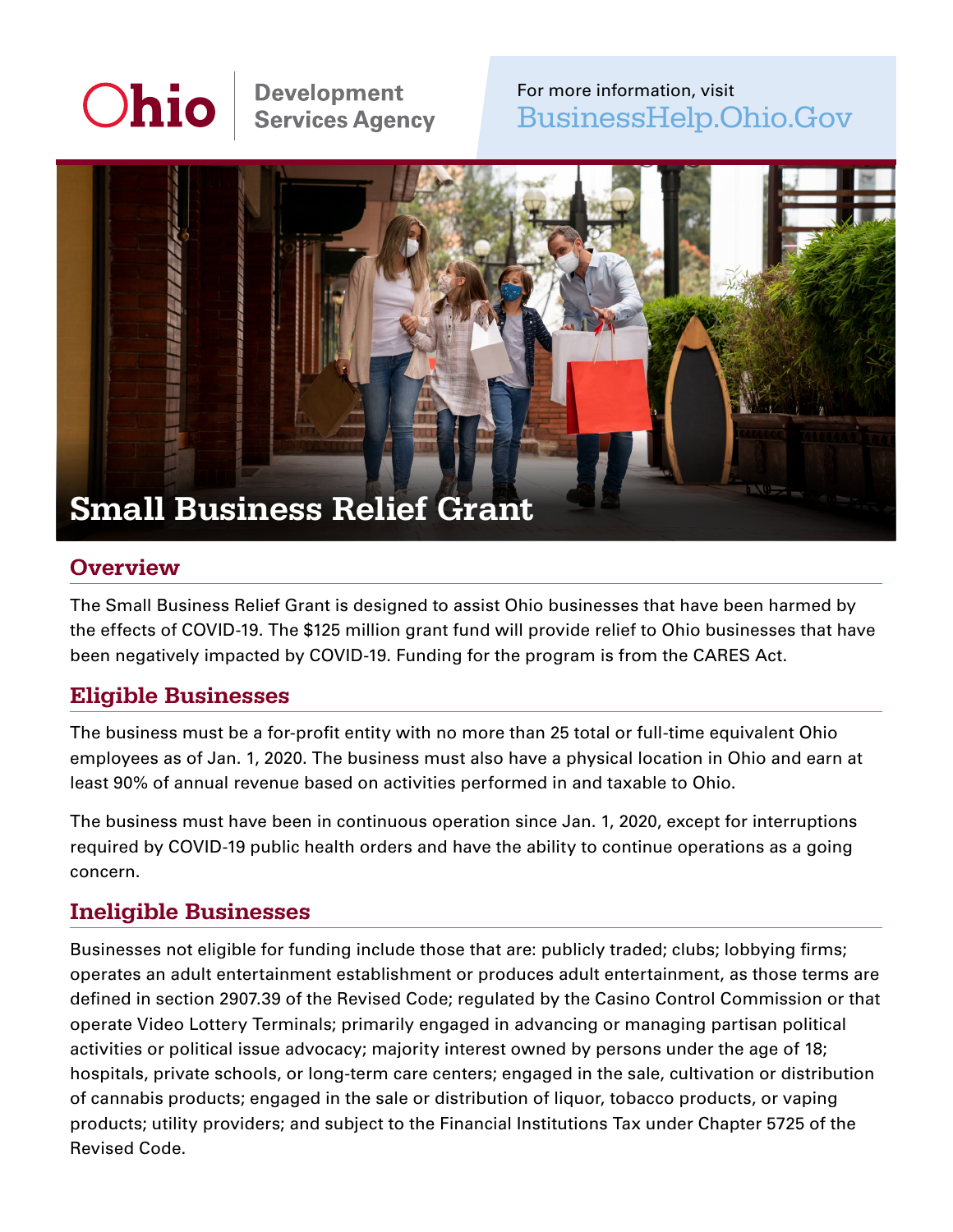Ohio Development Services Agency

For more information, visit BusinessHelp.Ohio.Gov

# Small Business Relief Grant

## Overview

The Small Business Relief Grant is designed to assist Ohio businesses that have been harmed by the effects of COVID-19. The $125 million grant fund will provide relief to Ohio businesses that have been negatively impacted by COVID-19. Funding for the program is from the CARES Act.

## Eligible Businesses

The business must be a for-profit entity with no more than 25 total or full-time equivalent Ohio employees as of Jan. 1, 2020. The business must also have a physical location in Ohio and earn at least 90% of annual revenue based on activities performed in and taxable to Ohio.

The business must have been in continuous operation since Jan. 1, 2020, except for interruptions required by COVID-19 public health orders and have the ability to continue operations as a going concern.

## Ineligible Businesses

Businesses not eligible for funding include those that are: publicly traded; clubs; lobbying firms; operates an adult entertainment establishment or produces adult entertainment, as those terms are defined in section 2907.39 of the Revised Code; regulated by the Casino Control Commission or that operate Video Lottery Terminals; primarily engaged in advancing or managing partisan political activities or political issue advocacy; majority interest owned by persons under the age of 18; hospitals, private schools, or long-term care centers; engaged in the sale, cultivation or distribution of cannabis products; engaged in the sale or distribution of liquor, tobacco products, or vaping products; utility providers; and subject to the Financial Institutions Tax under Chapter 5725 of the Revised Code.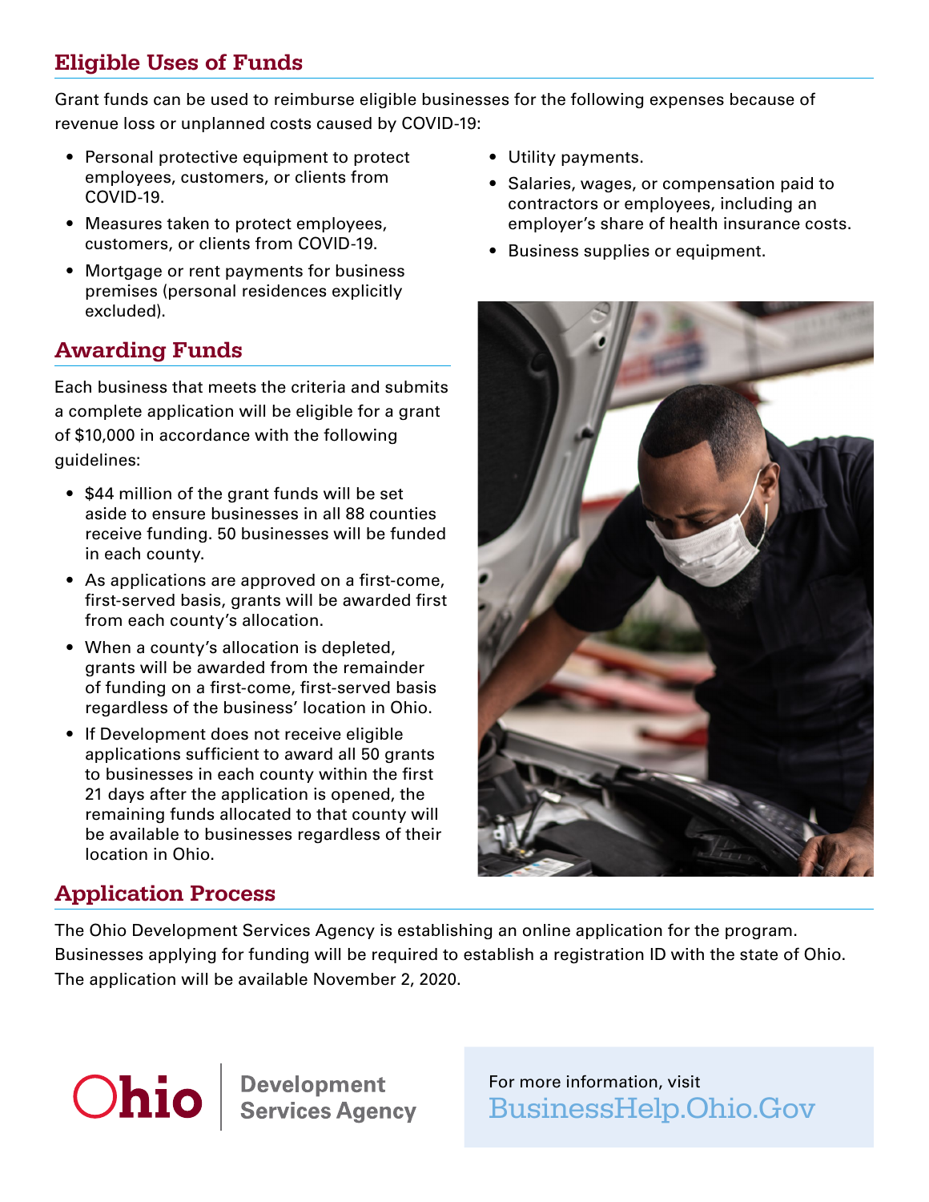## Eligible Uses of Funds

Grant funds can be used to reimburse eligible businesses for the following expenses because of revenue loss or unplanned costs caused by COVID-19:

- Personal protective equipment to protect employees, customers, or clients from COVID-19.
- Measures taken to protect employees, customers, or clients from COVID-19.
- Mortgage or rent payments for business premises (personal residences explicitly excluded).
- Utility payments.
- Salaries, wages, or compensation paid to contractors or employees, including an employer's share of health insurance costs.
- Business supplies or equipment.

## Awarding Funds

Each business that meets the criteria and submits a complete application will be eligible for a grant of $10,000 in accordance with the following guidelines:

- $44 million of the grant funds will be set aside to ensure businesses in all 88 counties receive funding. 50 businesses will be funded in each county.
- As applications are approved on a first-come, first-served basis, grants will be awarded first from each county's allocation.
- When a county's allocation is depleted, grants will be awarded from the remainder of funding on a first-come, first-served basis regardless of the business' location in Ohio.
- If Development does not receive eligible applications sufficient to award all 50 grants to businesses in each county within the first 21 days after the application is opened, the remaining funds allocated to that county will be available to businesses regardless of their location in Ohio.

## Application Process

The Ohio Development Services Agency is establishing an online application for the program. Businesses applying for funding will be required to establish a registration ID with the state of Ohio. The application will be available November 2, 2020.

Ohio | Development Services Agency

For more information, visit BusinessHelp.Ohio.Gov